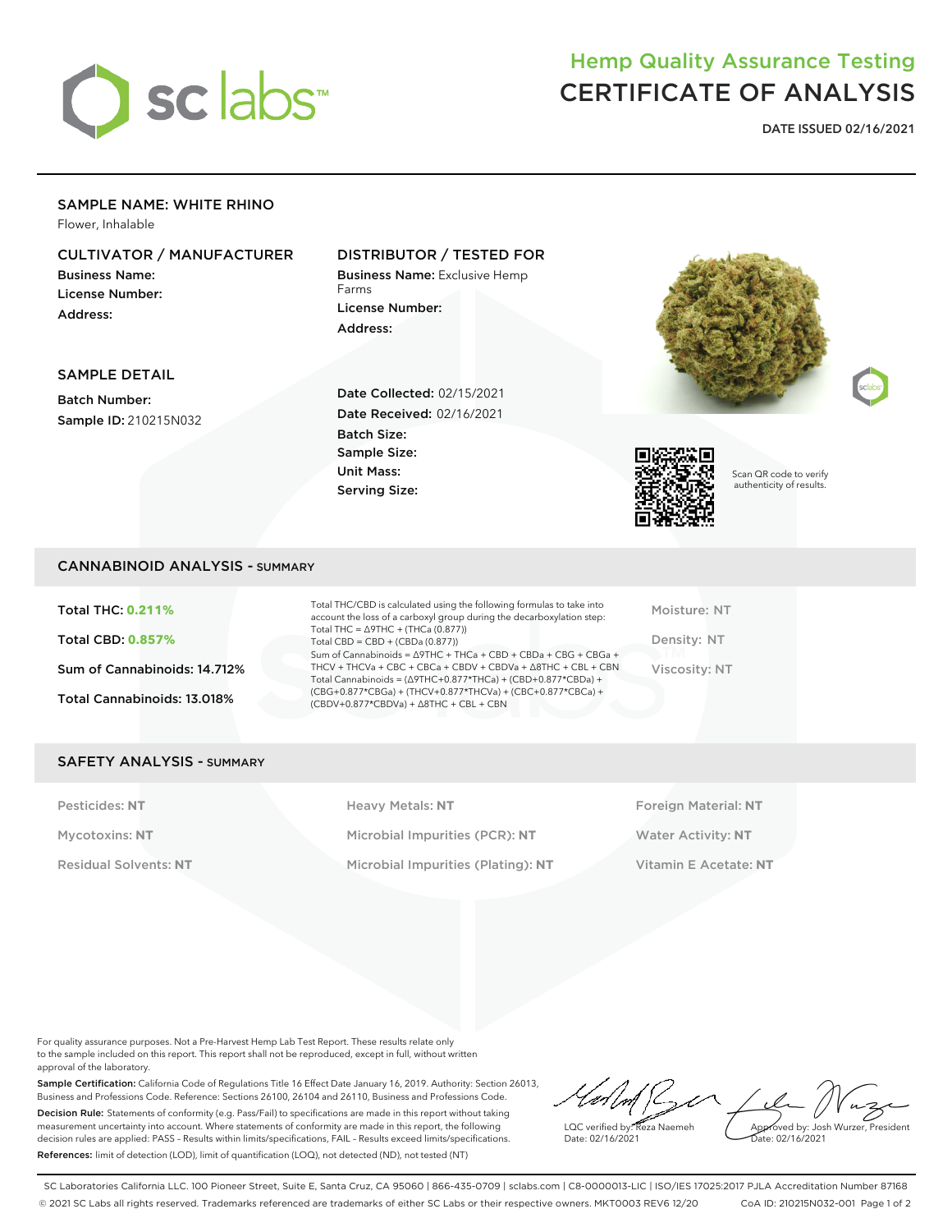# Hemp Quality Assurance Testing
# CERTIFICATE OF ANALYSIS

**DATE ISSUED 02/16/2021**

## SAMPLE NAME: WHITE RHINO

Flower, Inhalable

### CULTIVATOR / MANUFACTURER

**Business Name:**

**License Number:**

**Address:**

### DISTRIBUTOR / TESTED FOR

**Business Name:** Exclusive Hemp Farms

**License Number:**

**Address:**

### SAMPLE DETAIL

**Batch Number:**

**Sample ID:** 210215N032

**Date Collected:** 02/15/2021

**Date Received:** 02/16/2021

**Batch Size:**

**Sample Size:**

**Unit Mass:**

**Serving Size:**

Scan QR code to verify authenticity of results.

## CANNABINOID ANALYSIS - SUMMARY

Total THC: **0.211%**

Total CBD: **0.857%**

Sum of Cannabinoids: 14.712%

Total Cannabinoids: 13.018%

Total THC/CBD is calculated using the following formulas to take into account the loss of a carboxyl group during the decarboxylation step:
Total THC = Δ9THC + (THCa (0.877))
Total CBD = CBD + (CBDa (0.877))
Sum of Cannabinoids = Δ9THC + THCa + CBD + CBDa + CBG + CBGa + THCV + THCVa + CBC + CBCa + CBDV + CBDVa + Δ8THC + CBL + CBN
Total Cannabinoids = (Δ9THC+0.877*THCa) + (CBD+0.877*CBDa) + (CBG+0.877*CBGa) + (THCV+0.877*THCVa) + (CBC+0.877*CBCa) + (CBDV+0.877*CBDVa) + Δ8THC + CBL + CBN

Moisture: NT

Density: NT

Viscosity: NT

## SAFETY ANALYSIS - SUMMARY

Pesticides: **NT**

Mycotoxins: **NT**

Residual Solvents: **NT**

Heavy Metals: **NT**

Microbial Impurities (PCR): **NT**

Microbial Impurities (Plating): **NT**

Foreign Material: **NT**

Water Activity: **NT**

Vitamin E Acetate: **NT**

For quality assurance purposes. Not a Pre-Harvest Hemp Lab Test Report. These results relate only to the sample included on this report. This report shall not be reproduced, except in full, without written approval of the laboratory.

**Sample Certification:** California Code of Regulations Title 16 Effect Date January 16, 2019. Authority: Section 26013, Business and Professions Code. Reference: Sections 26100, 26104 and 26110, Business and Professions Code.

**Decision Rule:** Statements of conformity (e.g. Pass/Fail) to specifications are made in this report without taking measurement uncertainty into account. Where statements of conformity are made in this report, the following decision rules are applied: PASS – Results within limits/specifications, FAIL – Results exceed limits/specifications.

**References:** limit of detection (LOD), limit of quantification (LOQ), not detected (ND), not tested (NT)

LQC verified by: Reza Naemeh
Date: 02/16/2021

Approved by: Josh Wurzer, President
Date: 02/16/2021

SC Laboratories California LLC. 100 Pioneer Street, Suite E, Santa Cruz, CA 95060 | 866-435-0709 | sclabs.com | C8-0000013-LIC | ISO/IES 17025:2017 PJLA Accreditation Number 87168
© 2021 SC Labs all rights reserved. Trademarks referenced are trademarks of either SC Labs or their respective owners. MKT0003 REV6 12/20 CoA ID: 210215N032-001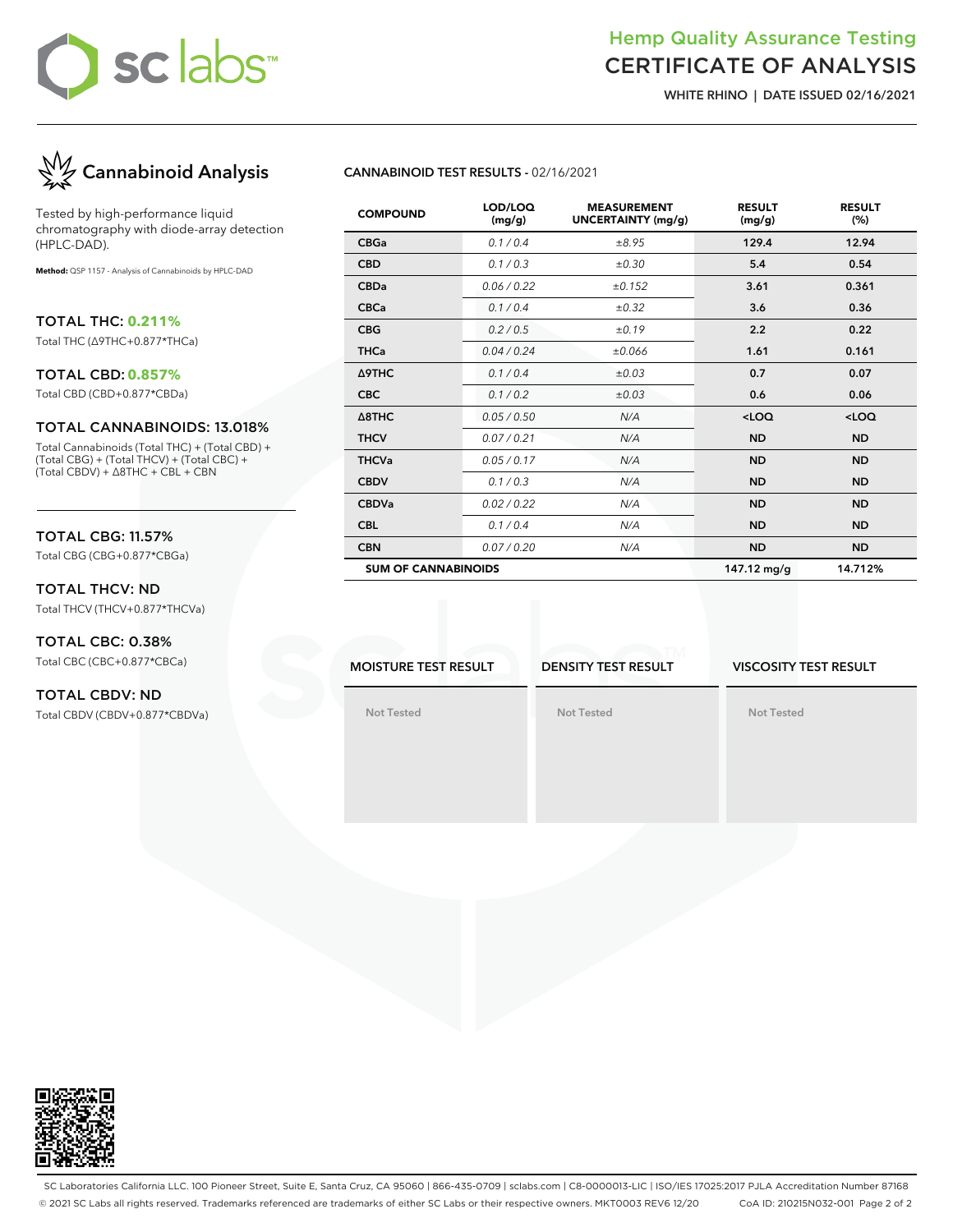# Hemp Quality Assurance Testing
# CERTIFICATE OF ANALYSIS

**WHITE RHINO | DATE ISSUED 02/16/2021**

## Cannabinoid Analysis

Tested by high-performance liquid chromatography with diode-array detection (HPLC-DAD).

**Method:** QSP 1157 - Analysis of Cannabinoids by HPLC-DAD

**TOTAL THC: 0.211%**
Total THC (Δ9THC+0.877*THCa)

**TOTAL CBD: 0.857%**
Total CBD (CBD+0.877*CBDa)

**TOTAL CANNABINOIDS: 13.018%**
Total Cannabinoids (Total THC) + (Total CBD) + (Total CBG) + (Total THCV) + (Total CBC) + (Total CBDV) + Δ8THC + CBL + CBN

**TOTAL CBG: 11.57%**
Total CBG (CBG+0.877*CBGa)

**TOTAL THCV: ND**
Total THCV (THCV+0.877*THCVa)

**TOTAL CBC: 0.38%**
Total CBC (CBC+0.877*CBCa)

**TOTAL CBDV: ND**
Total CBDV (CBDV+0.877*CBDVa)

**CANNABINOID TEST RESULTS** - 02/16/2021

| COMPOUND | LOD/LOQ (mg/g) | MEASUREMENT UNCERTAINTY (mg/g) | RESULT (mg/g) | RESULT (%) |
|---|---|---|---|---|
| CBGa | 0.1 / 0.4 | ±8.95 | 129.4 | 12.94 |
| CBD | 0.1 / 0.3 | ±0.30 | 5.4 | 0.54 |
| CBDa | 0.06 / 0.22 | ±0.152 | 3.61 | 0.361 |
| CBCa | 0.1 / 0.4 | ±0.32 | 3.6 | 0.36 |
| CBG | 0.2 / 0.5 | ±0.19 | 2.2 | 0.22 |
| THCa | 0.04 / 0.24 | ±0.066 | 1.61 | 0.161 |
| Δ9THC | 0.1 / 0.4 | ±0.03 | 0.7 | 0.07 |
| CBC | 0.1 / 0.2 | ±0.03 | 0.6 | 0.06 |
| Δ8THC | 0.05 / 0.50 | N/A | <LOQ | <LOQ |
| THCV | 0.07 / 0.21 | N/A | ND | ND |
| THCVa | 0.05 / 0.17 | N/A | ND | ND |
| CBDV | 0.1 / 0.3 | N/A | ND | ND |
| CBDVa | 0.02 / 0.22 | N/A | ND | ND |
| CBL | 0.1 / 0.4 | N/A | ND | ND |
| CBN | 0.07 / 0.20 | N/A | ND | ND |
| **SUM OF CANNABINOIDS** | | | 147.12 mg/g | 14.712% |

| MOISTURE TEST RESULT | DENSITY TEST RESULT | VISCOSITY TEST RESULT |
|---|---|---|
| Not Tested | Not Tested | Not Tested |

SC Laboratories California LLC. 100 Pioneer Street, Suite E, Santa Cruz, CA 95060 | 866-435-0709 | sclabs.com | C8-0000013-LIC | ISO/IES 17025:2017 PJLA Accreditation Number 87168
© 2021 SC Labs all rights reserved. Trademarks referenced are trademarks of either SC Labs or their respective owners. MKT0003 REV6 12/20 CoA ID: 210215N032-001